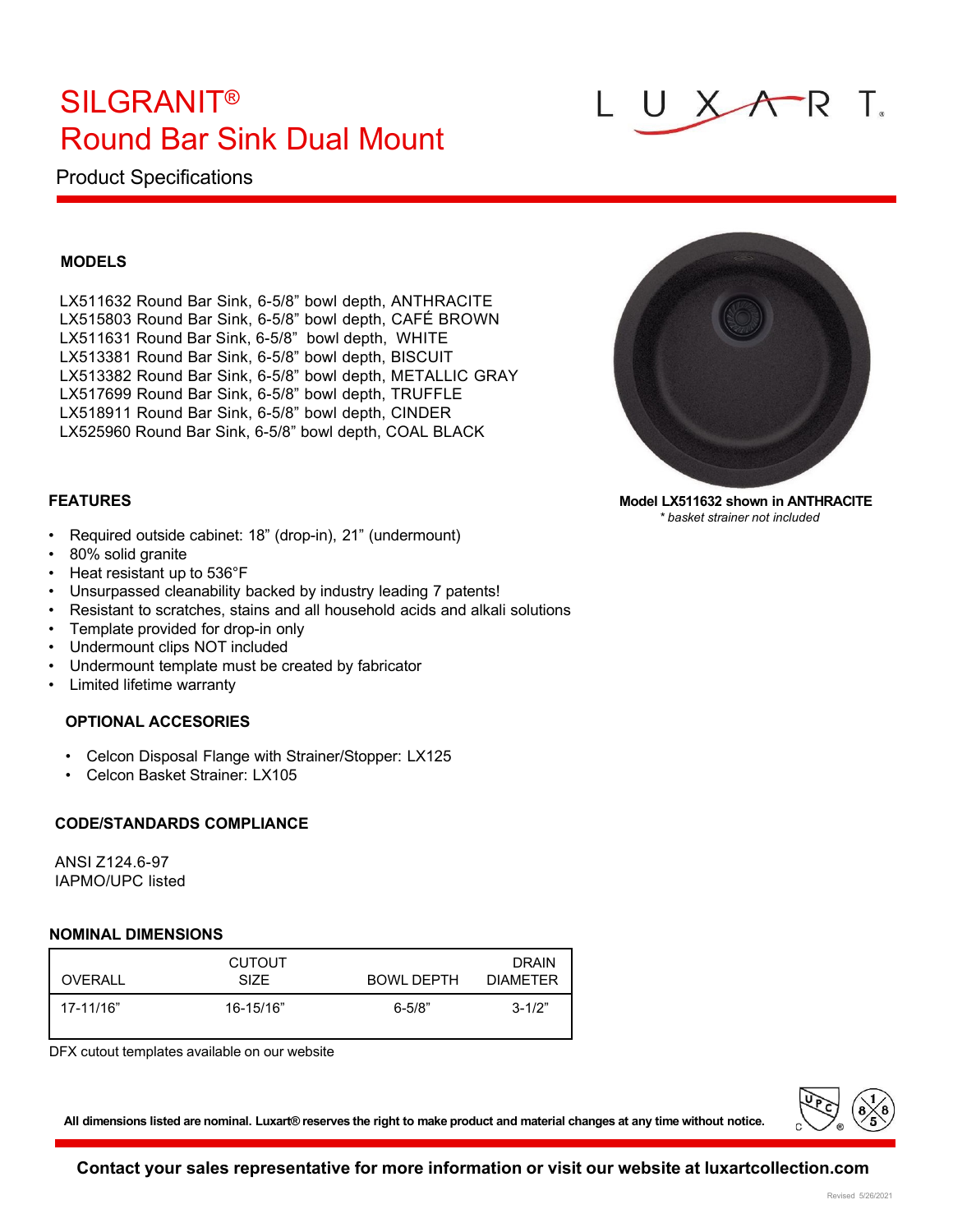# SILGRANIT®
# Round Bar Sink Dual Mount

LUXART

## Product Specifications

### MODELS

LX511632 Round Bar Sink, 6-5/8" bowl depth, ANTHRACITE
LX515803 Round Bar Sink, 6-5/8" bowl depth, CAFÉ BROWN
LX511631 Round Bar Sink, 6-5/8" bowl depth, WHITE
LX513381 Round Bar Sink, 6-5/8" bowl depth, BISCUIT
LX513382 Round Bar Sink, 6-5/8" bowl depth, METALLIC GRAY
LX517699 Round Bar Sink, 6-5/8" bowl depth, TRUFFLE
LX518911 Round Bar Sink, 6-5/8" bowl depth, CINDER
LX525960 Round Bar Sink, 6-5/8" bowl depth, COAL BLACK

**Model LX511632 shown in ANTHRACITE**
*\* basket strainer not included*

### FEATURES

- Required outside cabinet: 18" (drop-in), 21" (undermount)
- 80% solid granite
- Heat resistant up to 536°F
- Unsurpassed cleanability backed by industry leading 7 patents!
- Resistant to scratches, stains and all household acids and alkali solutions
- Template provided for drop-in only
- Undermount clips NOT included
- Undermount template must be created by fabricator
- Limited lifetime warranty

### OPTIONAL ACCESORIES

- Celcon Disposal Flange with Strainer/Stopper: LX125
- Celcon Basket Strainer: LX105

### CODE/STANDARDS COMPLIANCE

ANSI Z124.6-97
IAPMO/UPC listed

### NOMINAL DIMENSIONS

| OVERALL | CUTOUT SIZE | BOWL DEPTH | DRAIN DIAMETER |
|---|---|---|---|
| 17-11/16" | 16-15/16" | 6-5/8" | 3-1/2" |

DFX cutout templates available on our website

**All dimensions listed are nominal. Luxart® reserves the right to make product and material changes at any time without notice.**

**Contact your sales representative for more information or visit our website at luxartcollection.com**

Revised 5/26/2021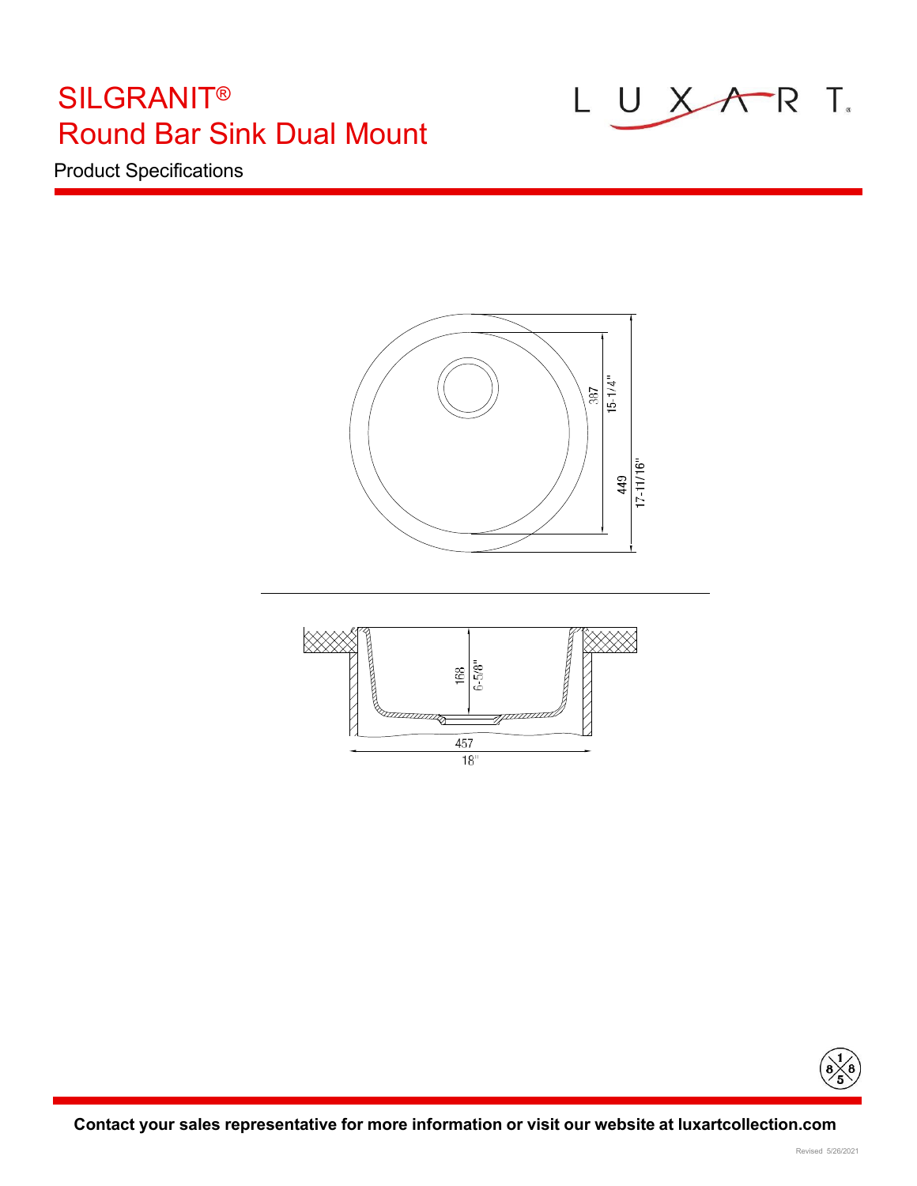# SILGRANIT®
# Round Bar Sink Dual Mount

Product Specifications

387
15-1/4"
449
17-11/16"

168
6-5/8"
457
18"

Contact your sales representative for more information or visit our website at luxartcollection.com

Revised 5/26/2021